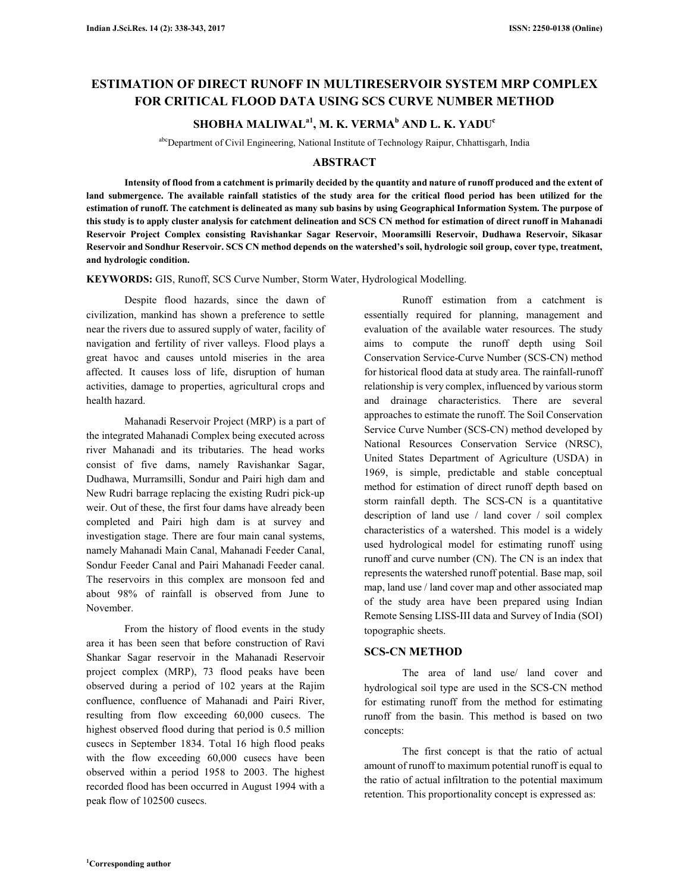# ESTIMATION OF DIRECT RUNOFF IN MULTIRESERVOIR SYSTEM MRP COMPLEX FOR CRITICAL FLOOD DATA USING SCS CURVE NUMBER METHOD

**SHOBHA MALIWAL[a1], M. K. VERMA[b] AND L. K. YADU[c]**

[abc]Department of Civil Engineering, National Institute of Technology Raipur, Chhattisgarh, India

## ABSTRACT

**Intensity of flood from a catchment is primarily decided by the quantity and nature of runoff produced and the extent of land submergence. The available rainfall statistics of the study area for the critical flood period has been utilized for the estimation of runoff. The catchment is delineated as many sub basins by using Geographical Information System. The purpose of this study is to apply cluster analysis for catchment delineation and SCS CN method for estimation of direct runoff in Mahanadi Reservoir Project Complex consisting Ravishankar Sagar Reservoir, Mooramsilli Reservoir, Dudhawa Reservoir, Sikasar Reservoir and Sondhur Reservoir. SCS CN method depends on the watershed's soil, hydrologic soil group, cover type, treatment, and hydrologic condition.**

**KEYWORDS:** GIS, Runoff, SCS Curve Number, Storm Water, Hydrological Modelling.

Despite flood hazards, since the dawn of civilization, mankind has shown a preference to settle near the rivers due to assured supply of water, facility of navigation and fertility of river valleys. Flood plays a great havoc and causes untold miseries in the area affected. It causes loss of life, disruption of human activities, damage to properties, agricultural crops and health hazard.

Mahanadi Reservoir Project (MRP) is a part of the integrated Mahanadi Complex being executed across river Mahanadi and its tributaries. The head works consist of five dams, namely Ravishankar Sagar, Dudhawa, Murramsilli, Sondur and Pairi high dam and New Rudri barrage replacing the existing Rudri pick-up weir. Out of these, the first four dams have already been completed and Pairi high dam is at survey and investigation stage. There are four main canal systems, namely Mahanadi Main Canal, Mahanadi Feeder Canal, Sondur Feeder Canal and Pairi Mahanadi Feeder canal. The reservoirs in this complex are monsoon fed and about 98% of rainfall is observed from June to November.

From the history of flood events in the study area it has been seen that before construction of Ravi Shankar Sagar reservoir in the Mahanadi Reservoir project complex (MRP), 73 flood peaks have been observed during a period of 102 years at the Rajim confluence, confluence of Mahanadi and Pairi River, resulting from flow exceeding 60,000 cusecs. The highest observed flood during that period is 0.5 million cusecs in September 1834. Total 16 high flood peaks with the flow exceeding 60,000 cusecs have been observed within a period 1958 to 2003. The highest recorded flood has been occurred in August 1994 with a peak flow of 102500 cusecs.

Runoff estimation from a catchment is essentially required for planning, management and evaluation of the available water resources. The study aims to compute the runoff depth using Soil Conservation Service-Curve Number (SCS-CN) method for historical flood data at study area. The rainfall-runoff relationship is very complex, influenced by various storm and drainage characteristics. There are several approaches to estimate the runoff. The Soil Conservation Service Curve Number (SCS-CN) method developed by National Resources Conservation Service (NRSC), United States Department of Agriculture (USDA) in 1969, is simple, predictable and stable conceptual method for estimation of direct runoff depth based on storm rainfall depth. The SCS-CN is a quantitative description of land use / land cover / soil complex characteristics of a watershed. This model is a widely used hydrological model for estimating runoff using runoff and curve number (CN). The CN is an index that represents the watershed runoff potential. Base map, soil map, land use / land cover map and other associated map of the study area have been prepared using Indian Remote Sensing LISS-III data and Survey of India (SOI) topographic sheets.

## SCS-CN METHOD

The area of land use/ land cover and hydrological soil type are used in the SCS-CN method for estimating runoff from the method for estimating runoff from the basin. This method is based on two concepts:

The first concept is that the ratio of actual amount of runoff to maximum potential runoff is equal to the ratio of actual infiltration to the potential maximum retention. This proportionality concept is expressed as:

[1]Corresponding author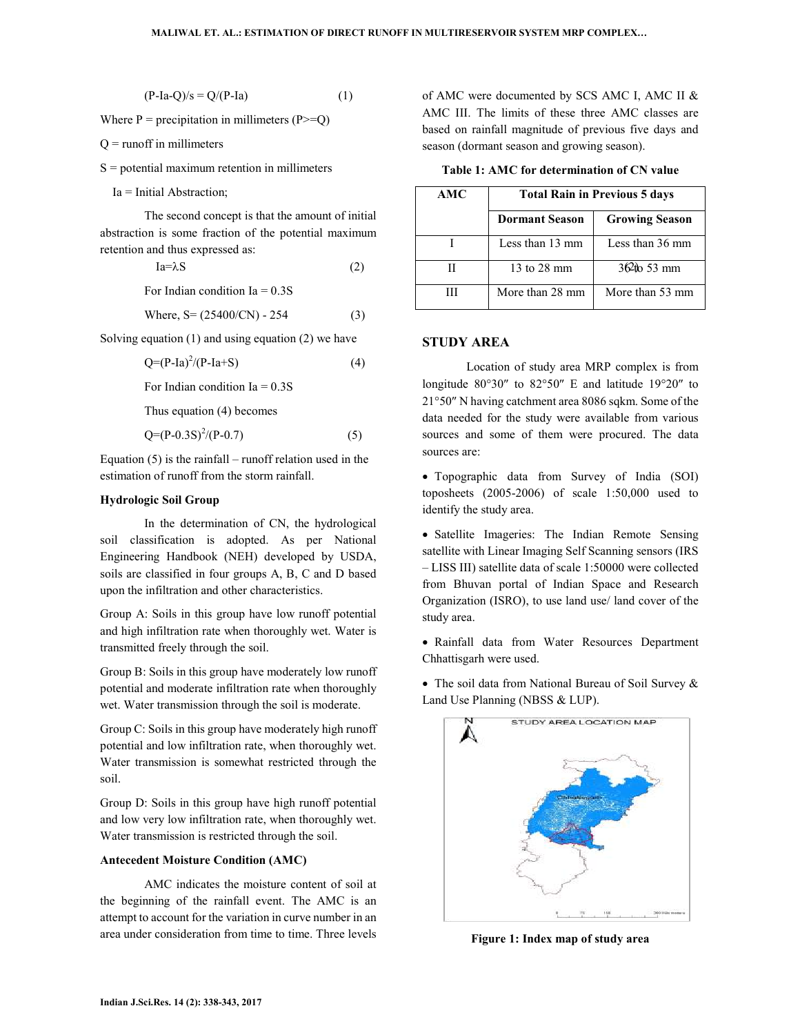$$(P-Ia-Q)/s = Q/(P-Ia) \quad (1)$$

Where P = precipitation in millimeters ($P>=Q$)

Q = runoff in millimeters

S = potential maximum retention in millimeters

Ia = Initial Abstraction;

The second concept is that the amount of initial abstraction is some fraction of the potential maximum retention and thus expressed as:

$$Ia=\lambda S \quad (2)$$

For Indian condition Ia = 0.3S

$$\text{Where, } S= (25400/CN) - 254 \quad (3)$$

Solving equation (1) and using equation (2) we have

$$Q=(P-Ia)^2/(P-Ia+S) \quad (4)$$

For Indian condition Ia = 0.3S

Thus equation (4) becomes

$$Q=(P-0.3S)^2/(P-0.7) \quad (5)$$

Equation (5) is the rainfall – runoff relation used in the estimation of runoff from the storm rainfall.

### Hydrologic Soil Group

In the determination of CN, the hydrological soil classification is adopted. As per National Engineering Handbook (NEH) developed by USDA, soils are classified in four groups A, B, C and D based upon the infiltration and other characteristics.

Group A: Soils in this group have low runoff potential and high infiltration rate when thoroughly wet. Water is transmitted freely through the soil.

Group B: Soils in this group have moderately low runoff potential and moderate infiltration rate when thoroughly wet. Water transmission through the soil is moderate.

Group C: Soils in this group have moderately high runoff potential and low infiltration rate, when thoroughly wet. Water transmission is somewhat restricted through the soil.

Group D: Soils in this group have high runoff potential and low very low infiltration rate, when thoroughly wet. Water transmission is restricted through the soil.

### Antecedent Moisture Condition (AMC)

AMC indicates the moisture content of soil at the beginning of the rainfall event. The AMC is an attempt to account for the variation in curve number in an area under consideration from time to time. Three levels of AMC were documented by SCS AMC I, AMC II & AMC III. The limits of these three AMC classes are based on rainfall magnitude of previous five days and season (dormant season and growing season).

**Table 1: AMC for determination of CN value**

| AMC | Total Rain in Previous 5 days | |
|---|---|---|
| | Dormant Season | Growing Season |
| I | Less than 13 mm | Less than 36 mm |
| II | 13 to 28 mm | 36 to 53 mm |
| III | More than 28 mm | More than 53 mm |

## STUDY AREA

Location of study area MRP complex is from longitude 80°30″ to 82°50″ E and latitude 19°20″ to 21°50″ N having catchment area 8086 sqkm. Some of the data needed for the study were available from various sources and some of them were procured. The data sources are:

- Topographic data from Survey of India (SOI) toposheets (2005-2006) of scale 1:50,000 used to identify the study area.
- Satellite Imageries: The Indian Remote Sensing satellite with Linear Imaging Self Scanning sensors (IRS – LISS III) satellite data of scale 1:50000 were collected from Bhuvan portal of Indian Space and Research Organization (ISRO), to use land use/ land cover of the study area.
- Rainfall data from Water Resources Department Chhattisgarh were used.
- The soil data from National Bureau of Soil Survey & Land Use Planning (NBSS & LUP).

**Figure 1: Index map of study area**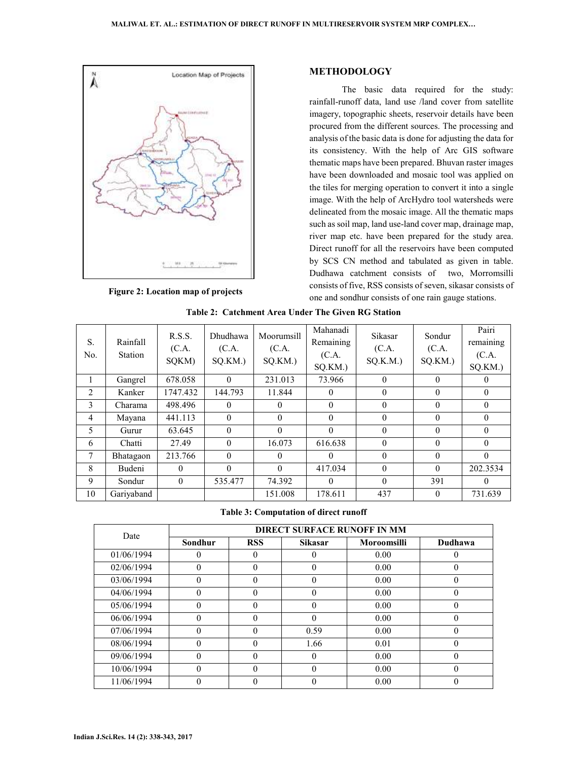Figure 2: Location map of projects

## METHODOLOGY

The basic data required for the study: rainfall-runoff data, land use /land cover from satellite imagery, topographic sheets, reservoir details have been procured from the different sources. The processing and analysis of the basic data is done for adjusting the data for its consistency. With the help of Arc GIS software thematic maps have been prepared. Bhuvan raster images have been downloaded and mosaic tool was applied on the tiles for merging operation to convert it into a single image. With the help of ArcHydro tool watersheds were delineated from the mosaic image. All the thematic maps such as soil map, land use-land cover map, drainage map, river map etc. have been prepared for the study area. Direct runoff for all the reservoirs have been computed by SCS CN method and tabulated as given in table. Dudhawa catchment consists of two, Morromsilli consists of five, RSS consists of seven, sikasar consists of one and sondhur consists of one rain gauge stations.

**Table 2: Catchment Area Under The Given RG Station**

| S. No. | Rainfall Station | R.S.S. (C.A. SQKM) | Dhudhawa (C.A. SQ.KM.) | Moorumsill (C.A. SQ.KM.) | Mahanadi Remaining (C.A. SQ.KM.) | Sikasar (C.A. SQ.K.M.) | Sondur (C.A. SQ.KM.) | Pairi remaining (C.A. SQ.KM.) |
|---|---|---|---|---|---|---|---|---|
| 1 | Gangrel | 678.058 | 0 | 231.013 | 73.966 | 0 | 0 | 0 |
| 2 | Kanker | 1747.432 | 144.793 | 11.844 | 0 | 0 | 0 | 0 |
| 3 | Charama | 498.496 | 0 | 0 | 0 | 0 | 0 | 0 |
| 4 | Mayana | 441.113 | 0 | 0 | 0 | 0 | 0 | 0 |
| 5 | Gurur | 63.645 | 0 | 0 | 0 | 0 | 0 | 0 |
| 6 | Chatti | 27.49 | 0 | 16.073 | 616.638 | 0 | 0 | 0 |
| 7 | Bhatagaon | 213.766 | 0 | 0 | 0 | 0 | 0 | 0 |
| 8 | Budeni | 0 | 0 | 0 | 417.034 | 0 | 0 | 202.3534 |
| 9 | Sondur | 0 | 535.477 | 74.392 | 0 | 0 | 391 | 0 |
| 10 | Gariyaband | | | 151.008 | 178.611 | 437 | 0 | 731.639 |

**Table 3: Computation of direct runoff**

| Date | DIRECT SURFACE RUNOFF IN MM | | | | |
|---|---|---|---|---|---|
| | Sondhur | RSS | Sikasar | Moroomsilli | Dudhawa |
| 01/06/1994 | 0 | 0 | 0 | 0.00 | 0 |
| 02/06/1994 | 0 | 0 | 0 | 0.00 | 0 |
| 03/06/1994 | 0 | 0 | 0 | 0.00 | 0 |
| 04/06/1994 | 0 | 0 | 0 | 0.00 | 0 |
| 05/06/1994 | 0 | 0 | 0 | 0.00 | 0 |
| 06/06/1994 | 0 | 0 | 0 | 0.00 | 0 |
| 07/06/1994 | 0 | 0 | 0.59 | 0.00 | 0 |
| 08/06/1994 | 0 | 0 | 1.66 | 0.01 | 0 |
| 09/06/1994 | 0 | 0 | 0 | 0.00 | 0 |
| 10/06/1994 | 0 | 0 | 0 | 0.00 | 0 |
| 11/06/1994 | 0 | 0 | 0 | 0.00 | 0 |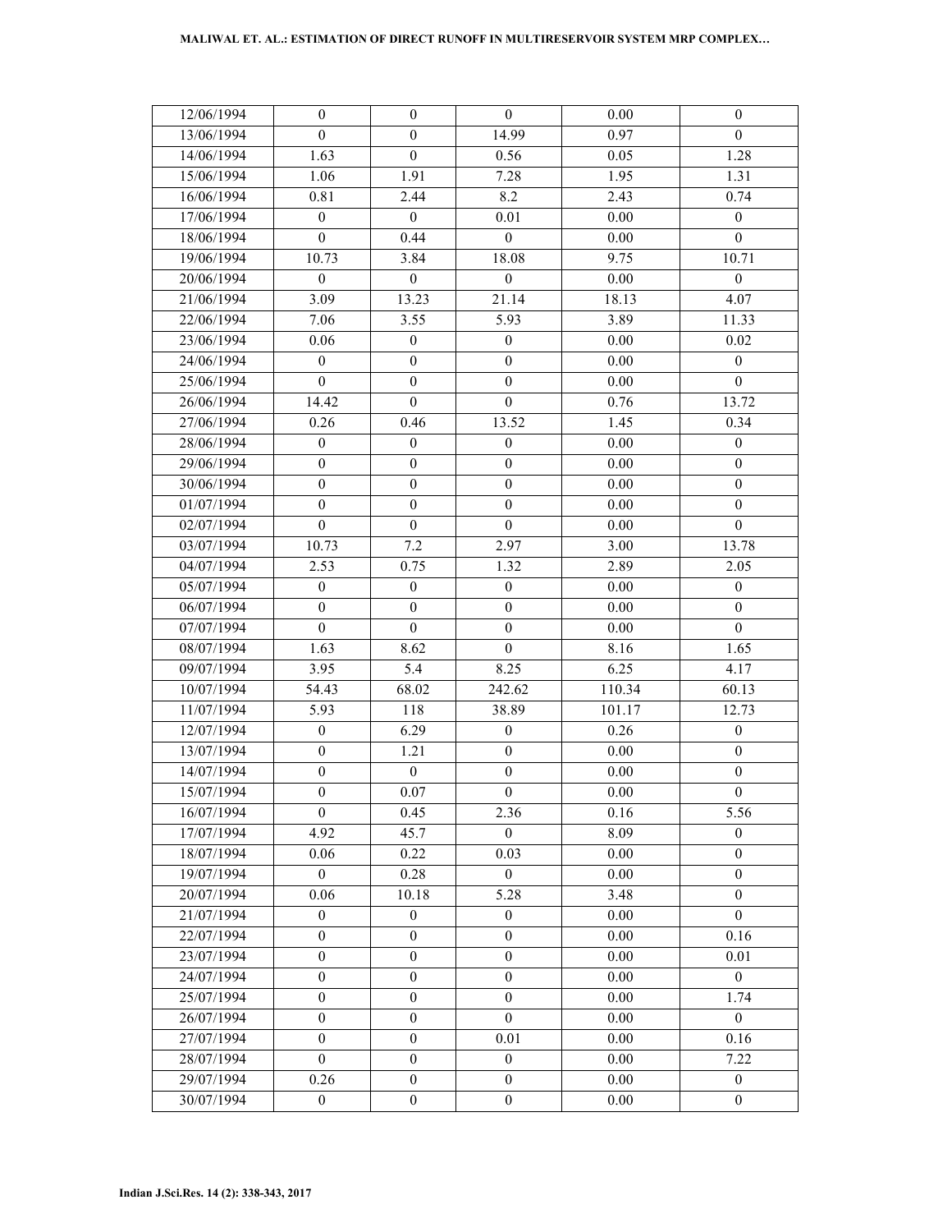| 12/06/1994 | 0 | 0 | 0 | 0.00 | 0 |
|---|---|---|---|---|---|
| 13/06/1994 | 0 | 0 | 14.99 | 0.97 | 0 |
| 14/06/1994 | 1.63 | 0 | 0.56 | 0.05 | 1.28 |
| 15/06/1994 | 1.06 | 1.91 | 7.28 | 1.95 | 1.31 |
| 16/06/1994 | 0.81 | 2.44 | 8.2 | 2.43 | 0.74 |
| 17/06/1994 | 0 | 0 | 0.01 | 0.00 | 0 |
| 18/06/1994 | 0 | 0.44 | 0 | 0.00 | 0 |
| 19/06/1994 | 10.73 | 3.84 | 18.08 | 9.75 | 10.71 |
| 20/06/1994 | 0 | 0 | 0 | 0.00 | 0 |
| 21/06/1994 | 3.09 | 13.23 | 21.14 | 18.13 | 4.07 |
| 22/06/1994 | 7.06 | 3.55 | 5.93 | 3.89 | 11.33 |
| 23/06/1994 | 0.06 | 0 | 0 | 0.00 | 0.02 |
| 24/06/1994 | 0 | 0 | 0 | 0.00 | 0 |
| 25/06/1994 | 0 | 0 | 0 | 0.00 | 0 |
| 26/06/1994 | 14.42 | 0 | 0 | 0.76 | 13.72 |
| 27/06/1994 | 0.26 | 0.46 | 13.52 | 1.45 | 0.34 |
| 28/06/1994 | 0 | 0 | 0 | 0.00 | 0 |
| 29/06/1994 | 0 | 0 | 0 | 0.00 | 0 |
| 30/06/1994 | 0 | 0 | 0 | 0.00 | 0 |
| 01/07/1994 | 0 | 0 | 0 | 0.00 | 0 |
| 02/07/1994 | 0 | 0 | 0 | 0.00 | 0 |
| 03/07/1994 | 10.73 | 7.2 | 2.97 | 3.00 | 13.78 |
| 04/07/1994 | 2.53 | 0.75 | 1.32 | 2.89 | 2.05 |
| 05/07/1994 | 0 | 0 | 0 | 0.00 | 0 |
| 06/07/1994 | 0 | 0 | 0 | 0.00 | 0 |
| 07/07/1994 | 0 | 0 | 0 | 0.00 | 0 |
| 08/07/1994 | 1.63 | 8.62 | 0 | 8.16 | 1.65 |
| 09/07/1994 | 3.95 | 5.4 | 8.25 | 6.25 | 4.17 |
| 10/07/1994 | 54.43 | 68.02 | 242.62 | 110.34 | 60.13 |
| 11/07/1994 | 5.93 | 118 | 38.89 | 101.17 | 12.73 |
| 12/07/1994 | 0 | 6.29 | 0 | 0.26 | 0 |
| 13/07/1994 | 0 | 1.21 | 0 | 0.00 | 0 |
| 14/07/1994 | 0 | 0 | 0 | 0.00 | 0 |
| 15/07/1994 | 0 | 0.07 | 0 | 0.00 | 0 |
| 16/07/1994 | 0 | 0.45 | 2.36 | 0.16 | 5.56 |
| 17/07/1994 | 4.92 | 45.7 | 0 | 8.09 | 0 |
| 18/07/1994 | 0.06 | 0.22 | 0.03 | 0.00 | 0 |
| 19/07/1994 | 0 | 0.28 | 0 | 0.00 | 0 |
| 20/07/1994 | 0.06 | 10.18 | 5.28 | 3.48 | 0 |
| 21/07/1994 | 0 | 0 | 0 | 0.00 | 0 |
| 22/07/1994 | 0 | 0 | 0 | 0.00 | 0.16 |
| 23/07/1994 | 0 | 0 | 0 | 0.00 | 0.01 |
| 24/07/1994 | 0 | 0 | 0 | 0.00 | 0 |
| 25/07/1994 | 0 | 0 | 0 | 0.00 | 1.74 |
| 26/07/1994 | 0 | 0 | 0 | 0.00 | 0 |
| 27/07/1994 | 0 | 0 | 0.01 | 0.00 | 0.16 |
| 28/07/1994 | 0 | 0 | 0 | 0.00 | 7.22 |
| 29/07/1994 | 0.26 | 0 | 0 | 0.00 | 0 |
| 30/07/1994 | 0 | 0 | 0 | 0.00 | 0 |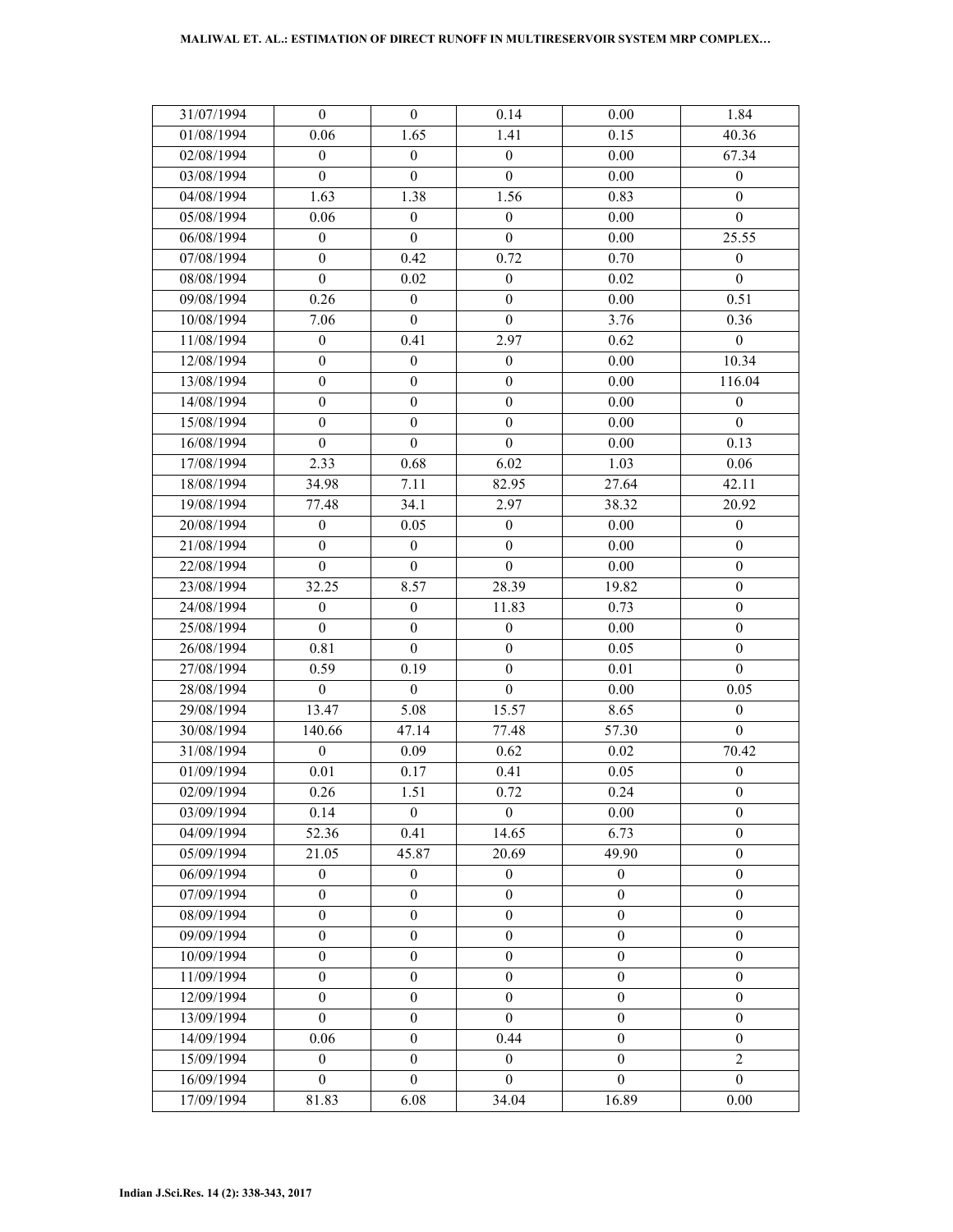| 31/07/1994 | 0 | 0 | 0.14 | 0.00 | 1.84 |
|---|---|---|---|---|---|
| 01/08/1994 | 0.06 | 1.65 | 1.41 | 0.15 | 40.36 |
| 02/08/1994 | 0 | 0 | 0 | 0.00 | 67.34 |
| 03/08/1994 | 0 | 0 | 0 | 0.00 | 0 |
| 04/08/1994 | 1.63 | 1.38 | 1.56 | 0.83 | 0 |
| 05/08/1994 | 0.06 | 0 | 0 | 0.00 | 0 |
| 06/08/1994 | 0 | 0 | 0 | 0.00 | 25.55 |
| 07/08/1994 | 0 | 0.42 | 0.72 | 0.70 | 0 |
| 08/08/1994 | 0 | 0.02 | 0 | 0.02 | 0 |
| 09/08/1994 | 0.26 | 0 | 0 | 0.00 | 0.51 |
| 10/08/1994 | 7.06 | 0 | 0 | 3.76 | 0.36 |
| 11/08/1994 | 0 | 0.41 | 2.97 | 0.62 | 0 |
| 12/08/1994 | 0 | 0 | 0 | 0.00 | 10.34 |
| 13/08/1994 | 0 | 0 | 0 | 0.00 | 116.04 |
| 14/08/1994 | 0 | 0 | 0 | 0.00 | 0 |
| 15/08/1994 | 0 | 0 | 0 | 0.00 | 0 |
| 16/08/1994 | 0 | 0 | 0 | 0.00 | 0.13 |
| 17/08/1994 | 2.33 | 0.68 | 6.02 | 1.03 | 0.06 |
| 18/08/1994 | 34.98 | 7.11 | 82.95 | 27.64 | 42.11 |
| 19/08/1994 | 77.48 | 34.1 | 2.97 | 38.32 | 20.92 |
| 20/08/1994 | 0 | 0.05 | 0 | 0.00 | 0 |
| 21/08/1994 | 0 | 0 | 0 | 0.00 | 0 |
| 22/08/1994 | 0 | 0 | 0 | 0.00 | 0 |
| 23/08/1994 | 32.25 | 8.57 | 28.39 | 19.82 | 0 |
| 24/08/1994 | 0 | 0 | 11.83 | 0.73 | 0 |
| 25/08/1994 | 0 | 0 | 0 | 0.00 | 0 |
| 26/08/1994 | 0.81 | 0 | 0 | 0.05 | 0 |
| 27/08/1994 | 0.59 | 0.19 | 0 | 0.01 | 0 |
| 28/08/1994 | 0 | 0 | 0 | 0.00 | 0.05 |
| 29/08/1994 | 13.47 | 5.08 | 15.57 | 8.65 | 0 |
| 30/08/1994 | 140.66 | 47.14 | 77.48 | 57.30 | 0 |
| 31/08/1994 | 0 | 0.09 | 0.62 | 0.02 | 70.42 |
| 01/09/1994 | 0.01 | 0.17 | 0.41 | 0.05 | 0 |
| 02/09/1994 | 0.26 | 1.51 | 0.72 | 0.24 | 0 |
| 03/09/1994 | 0.14 | 0 | 0 | 0.00 | 0 |
| 04/09/1994 | 52.36 | 0.41 | 14.65 | 6.73 | 0 |
| 05/09/1994 | 21.05 | 45.87 | 20.69 | 49.90 | 0 |
| 06/09/1994 | 0 | 0 | 0 | 0 | 0 |
| 07/09/1994 | 0 | 0 | 0 | 0 | 0 |
| 08/09/1994 | 0 | 0 | 0 | 0 | 0 |
| 09/09/1994 | 0 | 0 | 0 | 0 | 0 |
| 10/09/1994 | 0 | 0 | 0 | 0 | 0 |
| 11/09/1994 | 0 | 0 | 0 | 0 | 0 |
| 12/09/1994 | 0 | 0 | 0 | 0 | 0 |
| 13/09/1994 | 0 | 0 | 0 | 0 | 0 |
| 14/09/1994 | 0.06 | 0 | 0.44 | 0 | 0 |
| 15/09/1994 | 0 | 0 | 0 | 0 | 2 |
| 16/09/1994 | 0 | 0 | 0 | 0 | 0 |
| 17/09/1994 | 81.83 | 6.08 | 34.04 | 16.89 | 0.00 |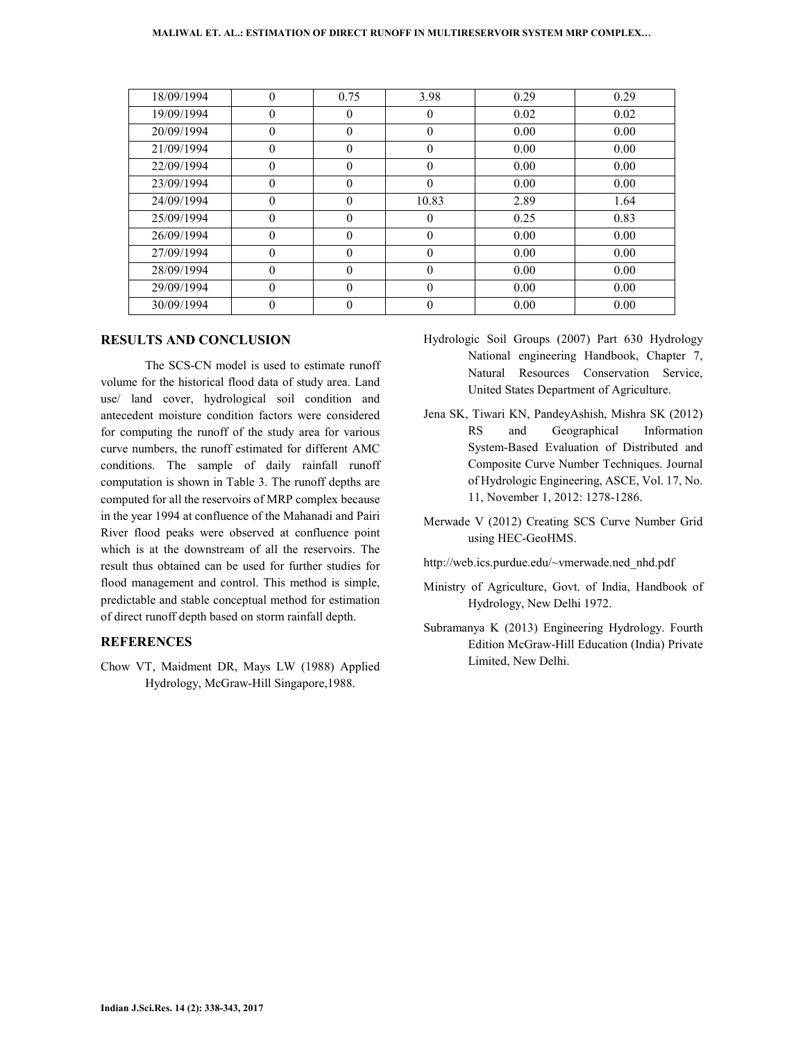| | | | | | |
|---|---|---|---|---|---|
| 18/09/1994 | 0 | 0.75 | 3.98 | 0.29 | 0.29 |
| 19/09/1994 | 0 | 0 | 0 | 0.02 | 0.02 |
| 20/09/1994 | 0 | 0 | 0 | 0.00 | 0.00 |
| 21/09/1994 | 0 | 0 | 0 | 0.00 | 0.00 |
| 22/09/1994 | 0 | 0 | 0 | 0.00 | 0.00 |
| 23/09/1994 | 0 | 0 | 0 | 0.00 | 0.00 |
| 24/09/1994 | 0 | 0 | 10.83 | 2.89 | 1.64 |
| 25/09/1994 | 0 | 0 | 0 | 0.25 | 0.83 |
| 26/09/1994 | 0 | 0 | 0 | 0.00 | 0.00 |
| 27/09/1994 | 0 | 0 | 0 | 0.00 | 0.00 |
| 28/09/1994 | 0 | 0 | 0 | 0.00 | 0.00 |
| 29/09/1994 | 0 | 0 | 0 | 0.00 | 0.00 |
| 30/09/1994 | 0 | 0 | 0 | 0.00 | 0.00 |

## RESULTS AND CONCLUSION

The SCS-CN model is used to estimate runoff volume for the historical flood data of study area. Land use/ land cover, hydrological soil condition and antecedent moisture condition factors were considered for computing the runoff of the study area for various curve numbers, the runoff estimated for different AMC conditions. The sample of daily rainfall runoff computation is shown in Table 3. The runoff depths are computed for all the reservoirs of MRP complex because in the year 1994 at confluence of the Mahanadi and Pairi River flood peaks were observed at confluence point which is at the downstream of all the reservoirs. The result thus obtained can be used for further studies for flood management and control. This method is simple, predictable and stable conceptual method for estimation of direct runoff depth based on storm rainfall depth.

## REFERENCES

Chow VT, Maidment DR, Mays LW (1988) Applied Hydrology, McGraw-Hill Singapore,1988.

Hydrologic Soil Groups (2007) Part 630 Hydrology National engineering Handbook, Chapter 7, Natural Resources Conservation Service, United States Department of Agriculture.

Jena SK, Tiwari KN, PandeyAshish, Mishra SK (2012) RS and Geographical Information System-Based Evaluation of Distributed and Composite Curve Number Techniques. Journal of Hydrologic Engineering, ASCE, Vol. 17, No. 11, November 1, 2012: 1278-1286.

Merwade V (2012) Creating SCS Curve Number Grid using HEC-GeoHMS.

http://web.ics.purdue.edu/~vmerwade.ned_nhd.pdf

Ministry of Agriculture, Govt. of India, Handbook of Hydrology, New Delhi 1972.

Subramanya K (2013) Engineering Hydrology. Fourth Edition McGraw-Hill Education (India) Private Limited, New Delhi.